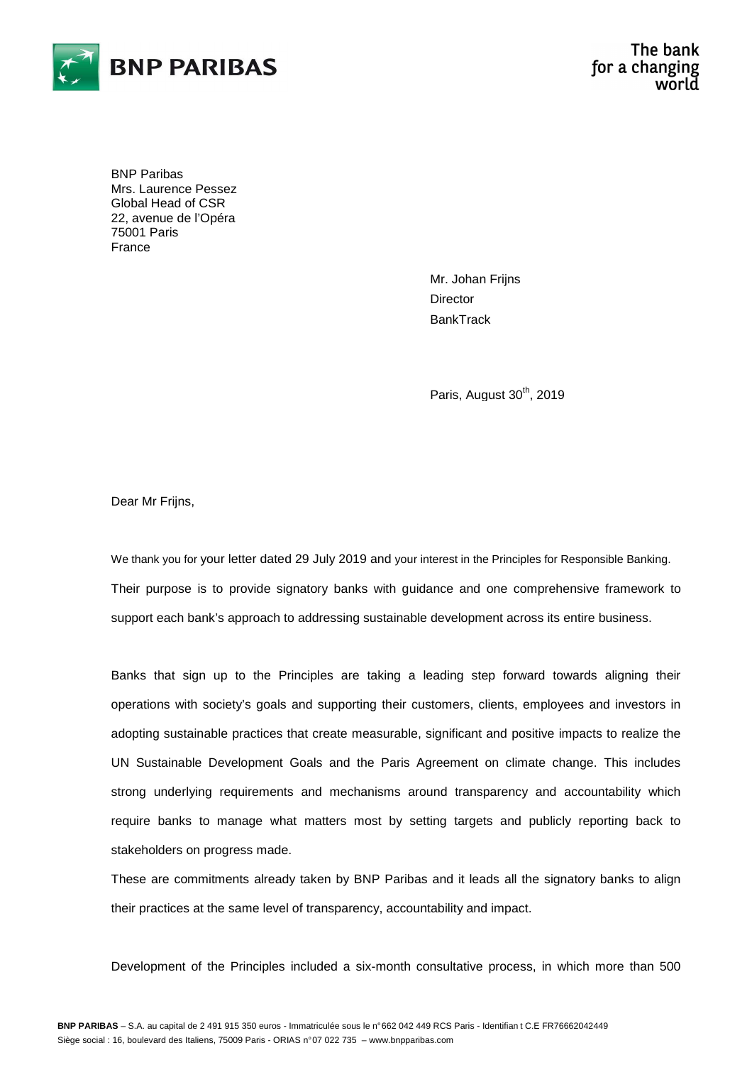BNP Paribas
Mrs. Laurence Pessez
Global Head of CSR
22, avenue de l'Opéra
75001 Paris
France

Mr. Johan Frijns
Director
BankTrack

Paris, August 30th, 2019

Dear Mr Frijns,

We thank you for your letter dated 29 July 2019 and your interest in the Principles for Responsible Banking. Their purpose is to provide signatory banks with guidance and one comprehensive framework to support each bank's approach to addressing sustainable development across its entire business.

Banks that sign up to the Principles are taking a leading step forward towards aligning their operations with society's goals and supporting their customers, clients, employees and investors in adopting sustainable practices that create measurable, significant and positive impacts to realize the UN Sustainable Development Goals and the Paris Agreement on climate change. This includes strong underlying requirements and mechanisms around transparency and accountability which require banks to manage what matters most by setting targets and publicly reporting back to stakeholders on progress made.
These are commitments already taken by BNP Paribas and it leads all the signatory banks to align their practices at the same level of transparency, accountability and impact.

Development of the Principles included a six-month consultative process, in which more than 500

**BNP PARIBAS** – S.A. au capital de 2 491 915 350 euros - Immatriculée sous le n° 662 042 449 RCS Paris - Identifiant C.E FR76662042449
Siège social : 16, boulevard des Italiens, 75009 Paris - ORIAS n° 07 022 735 – www.bnpparibas.com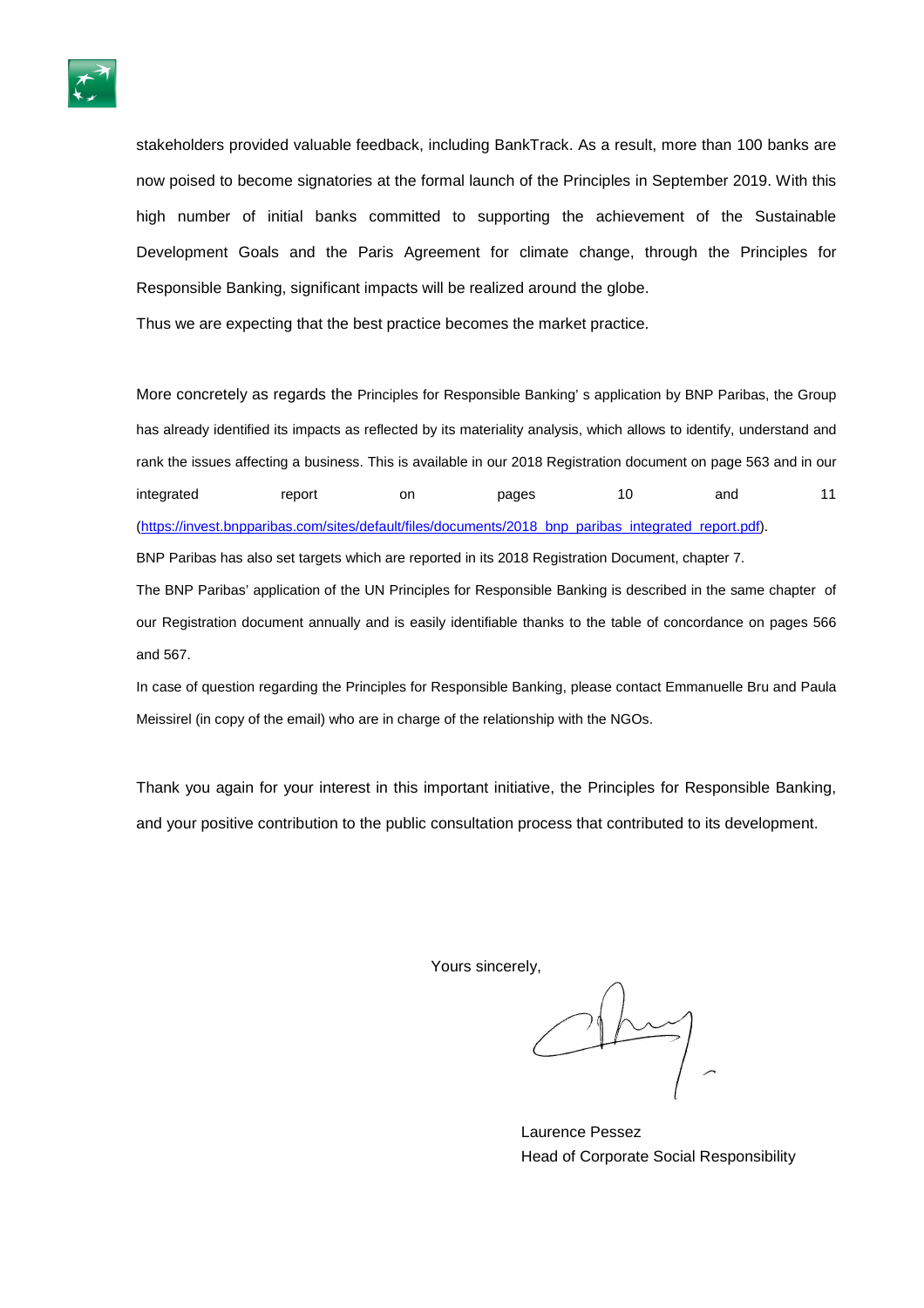stakeholders provided valuable feedback, including BankTrack. As a result, more than 100 banks are now poised to become signatories at the formal launch of the Principles in September 2019. With this high number of initial banks committed to supporting the achievement of the Sustainable Development Goals and the Paris Agreement for climate change, through the Principles for Responsible Banking, significant impacts will be realized around the globe.

Thus we are expecting that the best practice becomes the market practice.

More concretely as regards the Principles for Responsible Banking' s application by BNP Paribas, the Group has already identified its impacts as reflected by its materiality analysis, which allows to identify, understand and rank the issues affecting a business. This is available in our 2018 Registration document on page 563 and in our integrated report on pages 10 and 11 (https://invest.bnpparibas.com/sites/default/files/documents/2018_bnp_paribas_integrated_report.pdf).

BNP Paribas has also set targets which are reported in its 2018 Registration Document, chapter 7.

The BNP Paribas' application of the UN Principles for Responsible Banking is described in the same chapter of our Registration document annually and is easily identifiable thanks to the table of concordance on pages 566 and 567.

In case of question regarding the Principles for Responsible Banking, please contact Emmanuelle Bru and Paula Meissirel (in copy of the email) who are in charge of the relationship with the NGOs.

Thank you again for your interest in this important initiative, the Principles for Responsible Banking, and your positive contribution to the public consultation process that contributed to its development.

Yours sincerely,

Laurence Pessez
Head of Corporate Social Responsibility